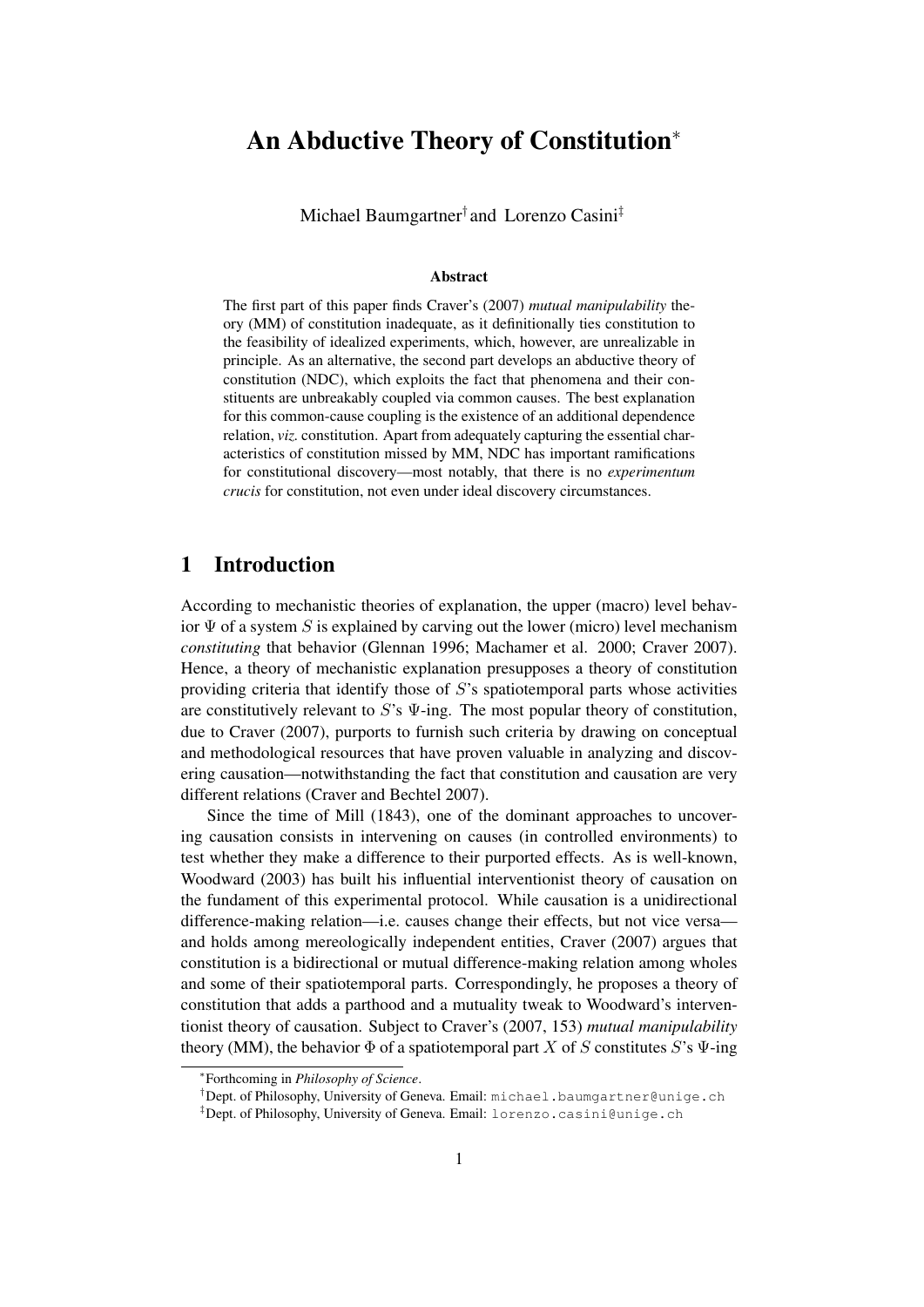# An Abductive Theory of Constitution*

Michael Baumgartner[†] and Lorenzo Casini[‡]

### Abstract

The first part of this paper finds Craver's (2007) *mutual manipulability* theory (MM) of constitution inadequate, as it definitionally ties constitution to the feasibility of idealized experiments, which, however, are unrealizable in principle. As an alternative, the second part develops an abductive theory of constitution (NDC), which exploits the fact that phenomena and their constituents are unbreakably coupled via common causes. The best explanation for this common-cause coupling is the existence of an additional dependence relation, *viz.* constitution. Apart from adequately capturing the essential characteristics of constitution missed by MM, NDC has important ramifications for constitutional discovery—most notably, that there is no *experimentum crucis* for constitution, not even under ideal discovery circumstances.

## 1 Introduction

According to mechanistic theories of explanation, the upper (macro) level behavior $\Psi$ of a system $S$ is explained by carving out the lower (micro) level mechanism *constituting* that behavior (Glennan 1996; Machamer et al. 2000; Craver 2007). Hence, a theory of mechanistic explanation presupposes a theory of constitution providing criteria that identify those of $S$'s spatiotemporal parts whose activities are constitutively relevant to $S$'s $\Psi$-ing. The most popular theory of constitution, due to Craver (2007), purports to furnish such criteria by drawing on conceptual and methodological resources that have proven valuable in analyzing and discovering causation—notwithstanding the fact that constitution and causation are very different relations (Craver and Bechtel 2007).

Since the time of Mill (1843), one of the dominant approaches to uncovering causation consists in intervening on causes (in controlled environments) to test whether they make a difference to their purported effects. As is well-known, Woodward (2003) has built his influential interventionist theory of causation on the fundament of this experimental protocol. While causation is a unidirectional difference-making relation—i.e. causes change their effects, but not vice versa—and holds among mereologically independent entities, Craver (2007) argues that constitution is a bidirectional or mutual difference-making relation among wholes and some of their spatiotemporal parts. Correspondingly, he proposes a theory of constitution that adds a parthood and a mutuality tweak to Woodward's interventionist theory of causation. Subject to Craver's (2007, 153) *mutual manipulability* theory (MM), the behavior $\Phi$ of a spatiotemporal part $X$ of $S$ constitutes $S$'s $\Psi$-ing

---

*Forthcoming in *Philosophy of Science*.

[†]Dept. of Philosophy, University of Geneva. Email: michael.baumgartner@unige.ch

[‡]Dept. of Philosophy, University of Geneva. Email: lorenzo.casini@unige.ch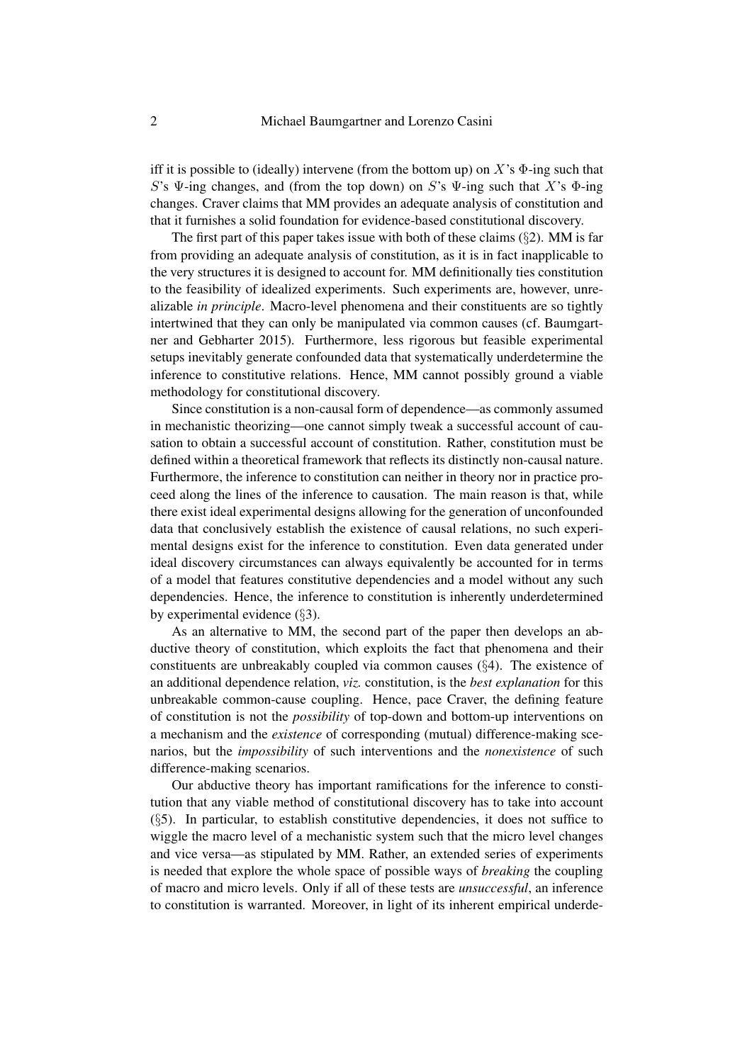iff it is possible to (ideally) intervene (from the bottom up) on $X$'s $\Phi$-ing such that $S$'s $\Psi$-ing changes, and (from the top down) on $S$'s $\Psi$-ing such that $X$'s $\Phi$-ing changes. Craver claims that MM provides an adequate analysis of constitution and that it furnishes a solid foundation for evidence-based constitutional discovery.

The first part of this paper takes issue with both of these claims (§2). MM is far from providing an adequate analysis of constitution, as it is in fact inapplicable to the very structures it is designed to account for. MM definitionally ties constitution to the feasibility of idealized experiments. Such experiments are, however, unrealizable *in principle*. Macro-level phenomena and their constituents are so tightly intertwined that they can only be manipulated via common causes (cf. Baumgartner and Gebharter 2015). Furthermore, less rigorous but feasible experimental setups inevitably generate confounded data that systematically underdetermine the inference to constitutive relations. Hence, MM cannot possibly ground a viable methodology for constitutional discovery.

Since constitution is a non-causal form of dependence—as commonly assumed in mechanistic theorizing—one cannot simply tweak a successful account of causation to obtain a successful account of constitution. Rather, constitution must be defined within a theoretical framework that reflects its distinctly non-causal nature. Furthermore, the inference to constitution can neither in theory nor in practice proceed along the lines of the inference to causation. The main reason is that, while there exist ideal experimental designs allowing for the generation of unconfounded data that conclusively establish the existence of causal relations, no such experimental designs exist for the inference to constitution. Even data generated under ideal discovery circumstances can always equivalently be accounted for in terms of a model that features constitutive dependencies and a model without any such dependencies. Hence, the inference to constitution is inherently underdetermined by experimental evidence (§3).

As an alternative to MM, the second part of the paper then develops an abductive theory of constitution, which exploits the fact that phenomena and their constituents are unbreakably coupled via common causes (§4). The existence of an additional dependence relation, *viz.* constitution, is the *best explanation* for this unbreakable common-cause coupling. Hence, pace Craver, the defining feature of constitution is not the *possibility* of top-down and bottom-up interventions on a mechanism and the *existence* of corresponding (mutual) difference-making scenarios, but the *impossibility* of such interventions and the *nonexistence* of such difference-making scenarios.

Our abductive theory has important ramifications for the inference to constitution that any viable method of constitutional discovery has to take into account (§5). In particular, to establish constitutive dependencies, it does not suffice to wiggle the macro level of a mechanistic system such that the micro level changes and vice versa—as stipulated by MM. Rather, an extended series of experiments is needed that explore the whole space of possible ways of *breaking* the coupling of macro and micro levels. Only if all of these tests are *unsuccessful*, an inference to constitution is warranted. Moreover, in light of its inherent empirical underde-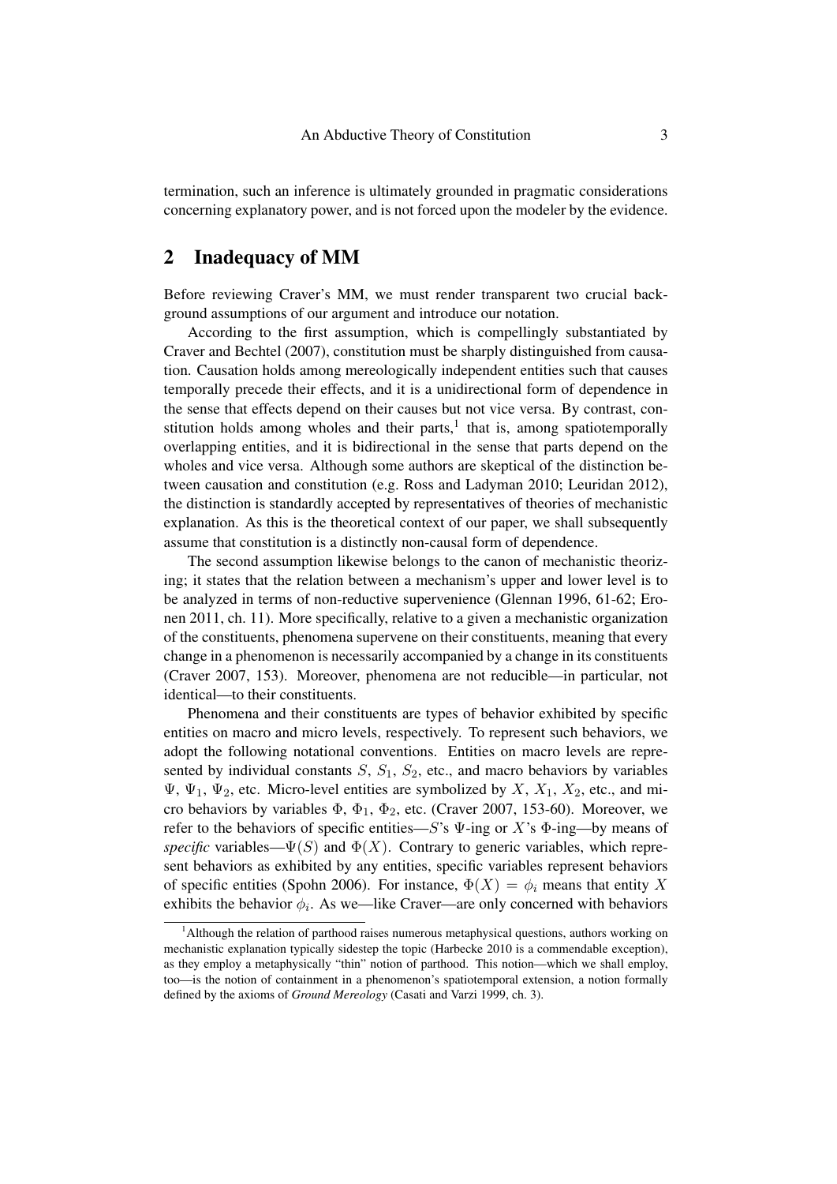termination, such an inference is ultimately grounded in pragmatic considerations concerning explanatory power, and is not forced upon the modeler by the evidence.

## 2 Inadequacy of MM

Before reviewing Craver's MM, we must render transparent two crucial background assumptions of our argument and introduce our notation.

According to the first assumption, which is compellingly substantiated by Craver and Bechtel (2007), constitution must be sharply distinguished from causation. Causation holds among mereologically independent entities such that causes temporally precede their effects, and it is a unidirectional form of dependence in the sense that effects depend on their causes but not vice versa. By contrast, constitution holds among wholes and their parts,[1] that is, among spatiotemporally overlapping entities, and it is bidirectional in the sense that parts depend on the wholes and vice versa. Although some authors are skeptical of the distinction between causation and constitution (e.g. Ross and Ladyman 2010; Leuridan 2012), the distinction is standardly accepted by representatives of theories of mechanistic explanation. As this is the theoretical context of our paper, we shall subsequently assume that constitution is a distinctly non-causal form of dependence.

The second assumption likewise belongs to the canon of mechanistic theorizing; it states that the relation between a mechanism's upper and lower level is to be analyzed in terms of non-reductive supervenience (Glennan 1996, 61-62; Eronen 2011, ch. 11). More specifically, relative to a given a mechanistic organization of the constituents, phenomena supervene on their constituents, meaning that every change in a phenomenon is necessarily accompanied by a change in its constituents (Craver 2007, 153). Moreover, phenomena are not reducible—in particular, not identical—to their constituents.

Phenomena and their constituents are types of behavior exhibited by specific entities on macro and micro levels, respectively. To represent such behaviors, we adopt the following notational conventions. Entities on macro levels are represented by individual constants $S$, $S_1$, $S_2$, etc., and macro behaviors by variables $\Psi$, $\Psi_1$, $\Psi_2$, etc. Micro-level entities are symbolized by $X$, $X_1$, $X_2$, etc., and micro behaviors by variables $\Phi$, $\Phi_1$, $\Phi_2$, etc. (Craver 2007, 153-60). Moreover, we refer to the behaviors of specific entities—$S$'s $\Psi$-ing or $X$'s $\Phi$-ing—by means of *specific* variables—$\Psi(S)$ and $\Phi(X)$. Contrary to generic variables, which represent behaviors as exhibited by any entities, specific variables represent behaviors of specific entities (Spohn 2006). For instance, $\Phi(X) = \phi_i$ means that entity $X$ exhibits the behavior $\phi_i$. As we—like Craver—are only concerned with behaviors

[1] Although the relation of parthood raises numerous metaphysical questions, authors working on mechanistic explanation typically sidestep the topic (Harbecke 2010 is a commendable exception), as they employ a metaphysically "thin" notion of parthood. This notion—which we shall employ, too—is the notion of containment in a phenomenon's spatiotemporal extension, a notion formally defined by the axioms of *Ground Mereology* (Casati and Varzi 1999, ch. 3).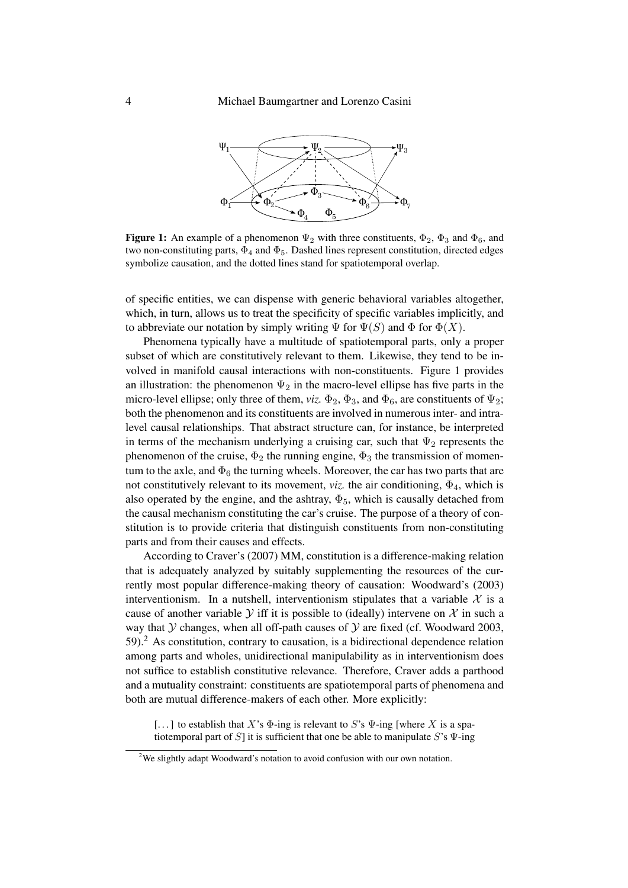**Figure 1:** An example of a phenomenon $\Psi_2$ with three constituents, $\Phi_2$, $\Phi_3$ and $\Phi_6$, and two non-constituting parts, $\Phi_4$ and $\Phi_5$. Dashed lines represent constitution, directed edges symbolize causation, and the dotted lines stand for spatiotemporal overlap.

of specific entities, we can dispense with generic behavioral variables altogether, which, in turn, allows us to treat the specificity of specific variables implicitly, and to abbreviate our notation by simply writing $\Psi$ for $\Psi(S)$ and $\Phi$ for $\Phi(X)$.

Phenomena typically have a multitude of spatiotemporal parts, only a proper subset of which are constitutively relevant to them. Likewise, they tend to be involved in manifold causal interactions with non-constituents. Figure 1 provides an illustration: the phenomenon $\Psi_2$ in the macro-level ellipse has five parts in the micro-level ellipse; only three of them, *viz.* $\Phi_2$, $\Phi_3$, and $\Phi_6$, are constituents of $\Psi_2$; both the phenomenon and its constituents are involved in numerous inter- and intra-level causal relationships. That abstract structure can, for instance, be interpreted in terms of the mechanism underlying a cruising car, such that $\Psi_2$ represents the phenomenon of the cruise, $\Phi_2$ the running engine, $\Phi_3$ the transmission of momentum to the axle, and $\Phi_6$ the turning wheels. Moreover, the car has two parts that are not constitutively relevant to its movement, *viz.* the air conditioning, $\Phi_4$, which is also operated by the engine, and the ashtray, $\Phi_5$, which is causally detached from the causal mechanism constituting the car's cruise. The purpose of a theory of constitution is to provide criteria that distinguish constituents from non-constituting parts and from their causes and effects.

According to Craver's (2007) MM, constitution is a difference-making relation that is adequately analyzed by suitably supplementing the resources of the currently most popular difference-making theory of causation: Woodward's (2003) interventionism. In a nutshell, interventionism stipulates that a variable $\mathcal{X}$ is a cause of another variable $\mathcal{Y}$ iff it is possible to (ideally) intervene on $\mathcal{X}$ in such a way that $\mathcal{Y}$ changes, when all off-path causes of $\mathcal{Y}$ are fixed (cf. Woodward 2003, 59).[2] As constitution, contrary to causation, is a bidirectional dependence relation among parts and wholes, unidirectional manipulability as in interventionism does not suffice to establish constitutive relevance. Therefore, Craver adds a parthood and a mutuality constraint: constituents are spatiotemporal parts of phenomena and both are mutual difference-makers of each other. More explicitly:

> [...] to establish that $X$'s $\Phi$-ing is relevant to $S$'s $\Psi$-ing [where $X$ is a spatiotemporal part of $S$] it is sufficient that one be able to manipulate $S$'s $\Psi$-ing

[2] We slightly adapt Woodward's notation to avoid confusion with our own notation.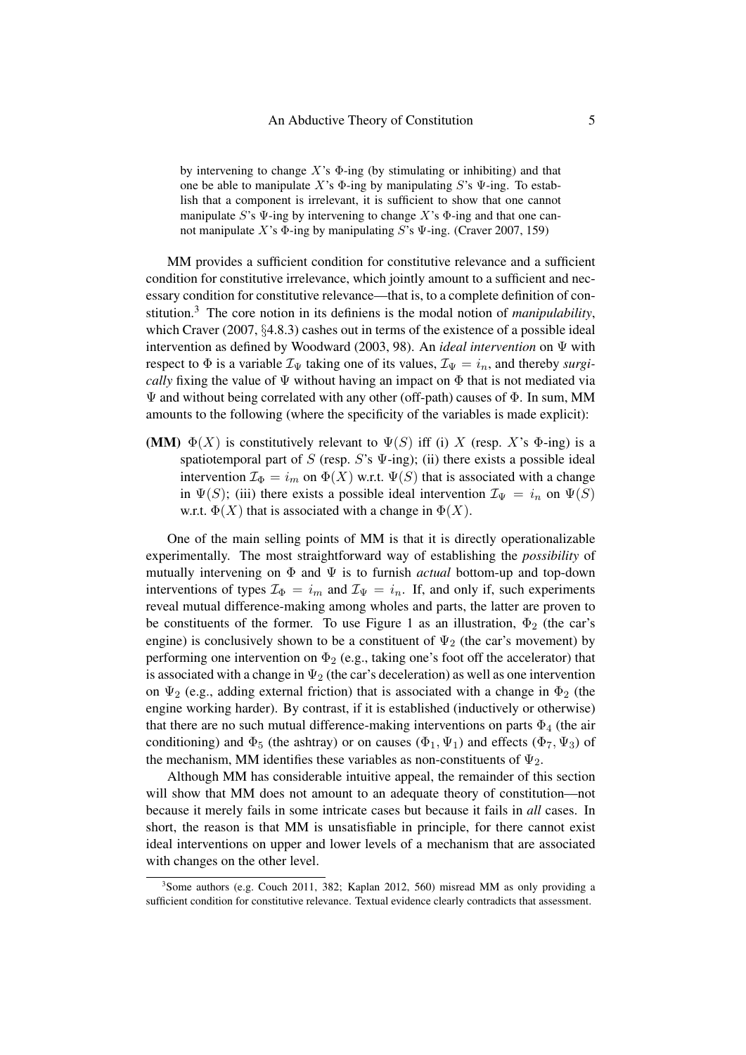> by intervening to change $X$'s $\Phi$-ing (by stimulating or inhibiting) and that one be able to manipulate $X$'s $\Phi$-ing by manipulating $S$'s $\Psi$-ing. To establish that a component is irrelevant, it is sufficient to show that one cannot manipulate $S$'s $\Psi$-ing by intervening to change $X$'s $\Phi$-ing and that one cannot manipulate $X$'s $\Phi$-ing by manipulating $S$'s $\Psi$-ing. (Craver 2007, 159)

MM provides a sufficient condition for constitutive relevance and a sufficient condition for constitutive irrelevance, which jointly amount to a sufficient and necessary condition for constitutive relevance—that is, to a complete definition of constitution.[3] The core notion in its definiens is the modal notion of *manipulability*, which Craver (2007, §4.8.3) cashes out in terms of the existence of a possible ideal intervention as defined by Woodward (2003, 98). An *ideal intervention* on $\Psi$ with respect to $\Phi$ is a variable $\mathcal{I}_\Psi$ taking one of its values, $\mathcal{I}_\Psi = i_n$, and thereby *surgically* fixing the value of $\Psi$ without having an impact on $\Phi$ that is not mediated via $\Psi$ and without being correlated with any other (off-path) causes of $\Phi$. In sum, MM amounts to the following (where the specificity of the variables is made explicit):

**(MM)** $\Phi(X)$ is constitutively relevant to $\Psi(S)$ iff (i) $X$ (resp. $X$'s $\Phi$-ing) is a spatiotemporal part of $S$ (resp. $S$'s $\Psi$-ing); (ii) there exists a possible ideal intervention $\mathcal{I}_\Phi = i_m$ on $\Phi(X)$ w.r.t. $\Psi(S)$ that is associated with a change in $\Psi(S)$; (iii) there exists a possible ideal intervention $\mathcal{I}_\Psi = i_n$ on $\Psi(S)$ w.r.t. $\Phi(X)$ that is associated with a change in $\Phi(X)$.

One of the main selling points of MM is that it is directly operationalizable experimentally. The most straightforward way of establishing the *possibility* of mutually intervening on $\Phi$ and $\Psi$ is to furnish *actual* bottom-up and top-down interventions of types $\mathcal{I}_\Phi = i_m$ and $\mathcal{I}_\Psi = i_n$. If, and only if, such experiments reveal mutual difference-making among wholes and parts, the latter are proven to be constituents of the former. To use Figure 1 as an illustration, $\Phi_2$ (the car's engine) is conclusively shown to be a constituent of $\Psi_2$ (the car's movement) by performing one intervention on $\Phi_2$ (e.g., taking one's foot off the accelerator) that is associated with a change in $\Psi_2$ (the car's deceleration) as well as one intervention on $\Psi_2$ (e.g., adding external friction) that is associated with a change in $\Phi_2$ (the engine working harder). By contrast, if it is established (inductively or otherwise) that there are no such mutual difference-making interventions on parts $\Phi_4$ (the air conditioning) and $\Phi_5$ (the ashtray) or on causes ($\Phi_1, \Psi_1$) and effects ($\Phi_7, \Psi_3$) of the mechanism, MM identifies these variables as non-constituents of $\Psi_2$.

Although MM has considerable intuitive appeal, the remainder of this section will show that MM does not amount to an adequate theory of constitution—not because it merely fails in some intricate cases but because it fails in *all* cases. In short, the reason is that MM is unsatisfiable in principle, for there cannot exist ideal interventions on upper and lower levels of a mechanism that are associated with changes on the other level.

[3] Some authors (e.g. Couch 2011, 382; Kaplan 2012, 560) misread MM as only providing a sufficient condition for constitutive relevance. Textual evidence clearly contradicts that assessment.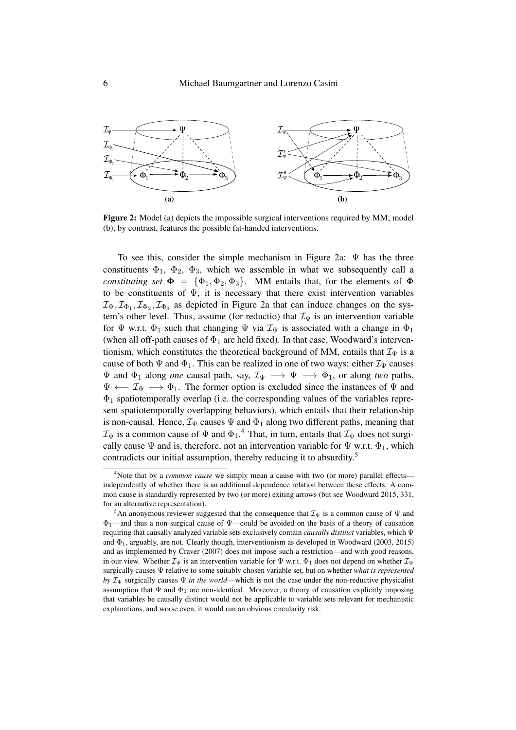**Figure 2:** Model (a) depicts the impossible surgical interventions required by MM; model (b), by contrast, features the possible fat-handed interventions.

To see this, consider the simple mechanism in Figure 2a: $\Psi$ has the three constituents $\Phi_1$, $\Phi_2$, $\Phi_3$, which we assemble in what we subsequently call a *constituting set* $\mathbf{\Phi} = \{\Phi_1, \Phi_2, \Phi_3\}$. MM entails that, for the elements of $\mathbf{\Phi}$ to be constituents of $\Psi$, it is necessary that there exist intervention variables $\mathcal{I}_\Psi, \mathcal{I}_{\Phi_1}, \mathcal{I}_{\Phi_2}, \mathcal{I}_{\Phi_3}$ as depicted in Figure 2a that can induce changes on the system's other level. Thus, assume (for reductio) that $\mathcal{I}_\Psi$ is an intervention variable for $\Psi$ w.r.t. $\Phi_1$ such that changing $\Psi$ via $\mathcal{I}_\Psi$ is associated with a change in $\Phi_1$ (when all off-path causes of $\Phi_1$ are held fixed). In that case, Woodward's interventionism, which constitutes the theoretical background of MM, entails that $\mathcal{I}_\Psi$ is a cause of both $\Psi$ and $\Phi_1$. This can be realized in one of two ways: either $\mathcal{I}_\Psi$ causes $\Psi$ and $\Phi_1$ along *one* causal path, say, $\mathcal{I}_\Psi \longrightarrow \Psi \longrightarrow \Phi_1$, or along *two* paths, $\Psi \longleftarrow \mathcal{I}_\Psi \longrightarrow \Phi_1$. The former option is excluded since the instances of $\Psi$ and $\Phi_1$ spatiotemporally overlap (i.e. the corresponding values of the variables represent spatiotemporally overlapping behaviors), which entails that their relationship is non-causal. Hence, $\mathcal{I}_\Psi$ causes $\Psi$ and $\Phi_1$ along two different paths, meaning that $\mathcal{I}_\Psi$ is a common cause of $\Psi$ and $\Phi_1$.[4] That, in turn, entails that $\mathcal{I}_\Psi$ does not surgically cause $\Psi$ and is, therefore, not an intervention variable for $\Psi$ w.r.t. $\Phi_1$, which contradicts our initial assumption, thereby reducing it to absurdity.[5]

[4] Note that by a *common cause* we simply mean a cause with two (or more) parallel effects—independently of whether there is an additional dependence relation between these effects. A common cause is standardly represented by two (or more) exiting arrows (but see Woodward 2015, 331, for an alternative representation).

[5] An anonymous reviewer suggested that the consequence that $\mathcal{I}_\Psi$ is a common cause of $\Psi$ and $\Phi_1$—and thus a non-surgical cause of $\Psi$—could be avoided on the basis of a theory of causation requiring that causally analyzed variable sets exclusively contain *causally distinct* variables, which $\Psi$ and $\Phi_1$, arguably, are not. Clearly though, interventionism as developed in Woodward (2003, 2015) and as implemented by Craver (2007) does not impose such a restriction—and with good reasons, in our view. Whether $\mathcal{I}_\Psi$ is an intervention variable for $\Psi$ w.r.t. $\Phi_1$ does not depend on whether $\mathcal{I}_\Psi$ surgically causes $\Psi$ relative to some suitably chosen variable set, but on whether *what is represented by* $\mathcal{I}_\Psi$ surgically causes $\Psi$ *in the world*—which is not the case under the non-reductive physicalist assumption that $\Psi$ and $\Phi_1$ are non-identical. Moreover, a theory of causation explicitly imposing that variables be causally distinct would not be applicable to variable sets relevant for mechanistic explanations, and worse even, it would run an obvious circularity risk.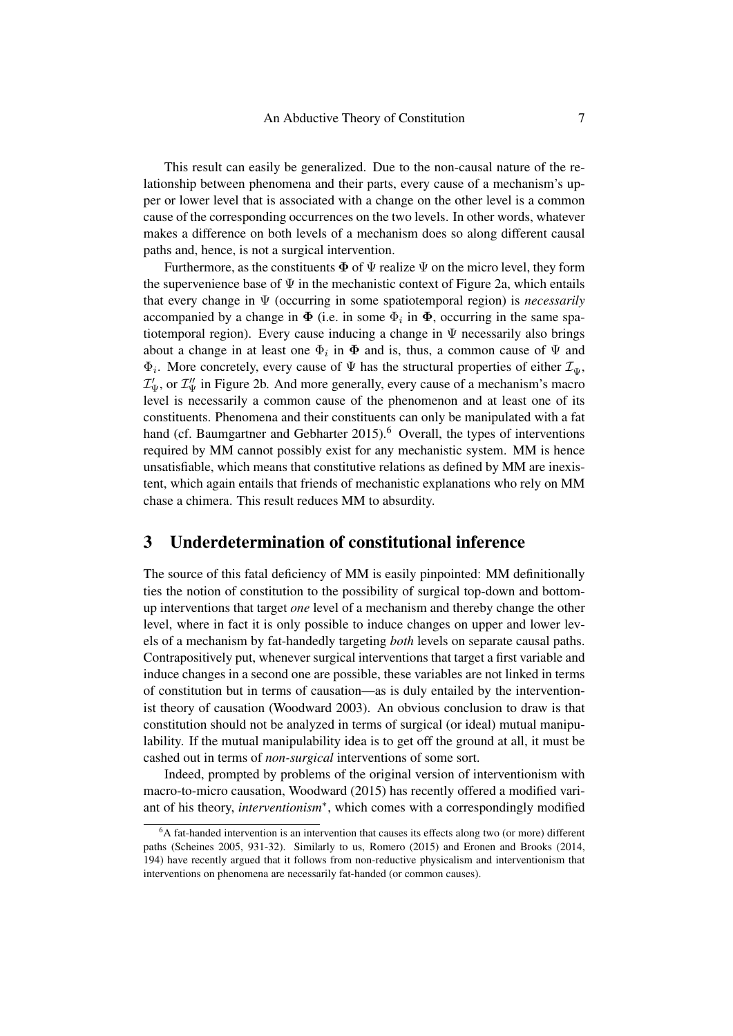This result can easily be generalized. Due to the non-causal nature of the relationship between phenomena and their parts, every cause of a mechanism's upper or lower level that is associated with a change on the other level is a common cause of the corresponding occurrences on the two levels. In other words, whatever makes a difference on both levels of a mechanism does so along different causal paths and, hence, is not a surgical intervention.

Furthermore, as the constituents $\mathbf{\Phi}$ of $\Psi$ realize $\Psi$ on the micro level, they form the supervenience base of $\Psi$ in the mechanistic context of Figure 2a, which entails that every change in $\Psi$ (occurring in some spatiotemporal region) is *necessarily* accompanied by a change in $\mathbf{\Phi}$ (i.e. in some $\Phi_i$ in $\mathbf{\Phi}$, occurring in the same spatiotemporal region). Every cause inducing a change in $\Psi$ necessarily also brings about a change in at least one $\Phi_i$ in $\mathbf{\Phi}$ and is, thus, a common cause of $\Psi$ and $\Phi_i$. More concretely, every cause of $\Psi$ has the structural properties of either $\mathcal{I}_\Psi$, $\mathcal{I}'_\Psi$, or $\mathcal{I}''_\Psi$ in Figure 2b. And more generally, every cause of a mechanism's macro level is necessarily a common cause of the phenomenon and at least one of its constituents. Phenomena and their constituents can only be manipulated with a fat hand (cf. Baumgartner and Gebharter 2015).[6] Overall, the types of interventions required by MM cannot possibly exist for any mechanistic system. MM is hence unsatisfiable, which means that constitutive relations as defined by MM are inexistent, which again entails that friends of mechanistic explanations who rely on MM chase a chimera. This result reduces MM to absurdity.

## 3 Underdetermination of constitutional inference

The source of this fatal deficiency of MM is easily pinpointed: MM definitionally ties the notion of constitution to the possibility of surgical top-down and bottom-up interventions that target *one* level of a mechanism and thereby change the other level, where in fact it is only possible to induce changes on upper and lower levels of a mechanism by fat-handedly targeting *both* levels on separate causal paths. Contrapositively put, whenever surgical interventions that target a first variable and induce changes in a second one are possible, these variables are not linked in terms of constitution but in terms of causation—as is duly entailed by the interventionist theory of causation (Woodward 2003). An obvious conclusion to draw is that constitution should not be analyzed in terms of surgical (or ideal) mutual manipulability. If the mutual manipulability idea is to get off the ground at all, it must be cashed out in terms of *non-surgical* interventions of some sort.

Indeed, prompted by problems of the original version of interventionism with macro-to-micro causation, Woodward (2015) has recently offered a modified variant of his theory, *interventionism*$^*$, which comes with a correspondingly modified

[6] A fat-handed intervention is an intervention that causes its effects along two (or more) different paths (Scheines 2005, 931-32). Similarly to us, Romero (2015) and Eronen and Brooks (2014, 194) have recently argued that it follows from non-reductive physicalism and interventionism that interventions on phenomena are necessarily fat-handed (or common causes).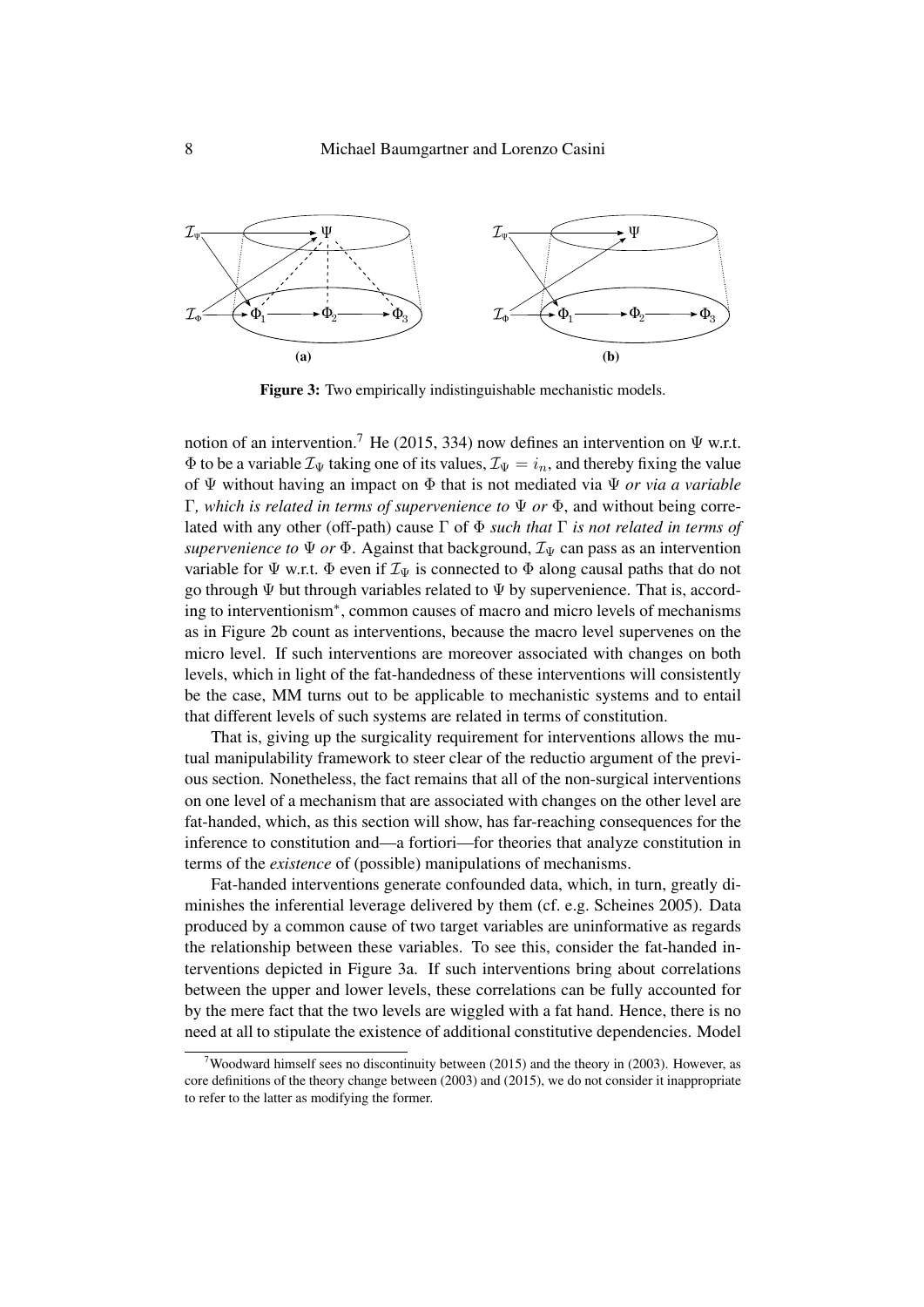**Figure 3:** Two empirically indistinguishable mechanistic models.

notion of an intervention.[7] He (2015, 334) now defines an intervention on $\Psi$ w.r.t. $\Phi$ to be a variable $\mathcal{I}_\Psi$ taking one of its values, $\mathcal{I}_\Psi = i_n$, and thereby fixing the value of $\Psi$ without having an impact on $\Phi$ that is not mediated via $\Psi$ *or via a variable* $\Gamma$*, which is related in terms of supervenience to* $\Psi$ *or* $\Phi$, and without being correlated with any other (off-path) cause $\Gamma$ of $\Phi$ *such that* $\Gamma$ *is not related in terms of supervenience to* $\Psi$ *or* $\Phi$. Against that background, $\mathcal{I}_\Psi$ can pass as an intervention variable for $\Psi$ w.r.t. $\Phi$ even if $\mathcal{I}_\Psi$ is connected to $\Phi$ along causal paths that do not go through $\Psi$ but through variables related to $\Psi$ by supervenience. That is, according to interventionism*, common causes of macro and micro levels of mechanisms as in Figure 2b count as interventions, because the macro level supervenes on the micro level. If such interventions are moreover associated with changes on both levels, which in light of the fat-handedness of these interventions will consistently be the case, MM turns out to be applicable to mechanistic systems and to entail that different levels of such systems are related in terms of constitution.

That is, giving up the surgicality requirement for interventions allows the mutual manipulability framework to steer clear of the reductio argument of the previous section. Nonetheless, the fact remains that all of the non-surgical interventions on one level of a mechanism that are associated with changes on the other level are fat-handed, which, as this section will show, has far-reaching consequences for the inference to constitution and—a fortiori—for theories that analyze constitution in terms of the *existence* of (possible) manipulations of mechanisms.

Fat-handed interventions generate confounded data, which, in turn, greatly diminishes the inferential leverage delivered by them (cf. e.g. Scheines 2005). Data produced by a common cause of two target variables are uninformative as regards the relationship between these variables. To see this, consider the fat-handed interventions depicted in Figure 3a. If such interventions bring about correlations between the upper and lower levels, these correlations can be fully accounted for by the mere fact that the two levels are wiggled with a fat hand. Hence, there is no need at all to stipulate the existence of additional constitutive dependencies. Model

[7] Woodward himself sees no discontinuity between (2015) and the theory in (2003). However, as core definitions of the theory change between (2003) and (2015), we do not consider it inappropriate to refer to the latter as modifying the former.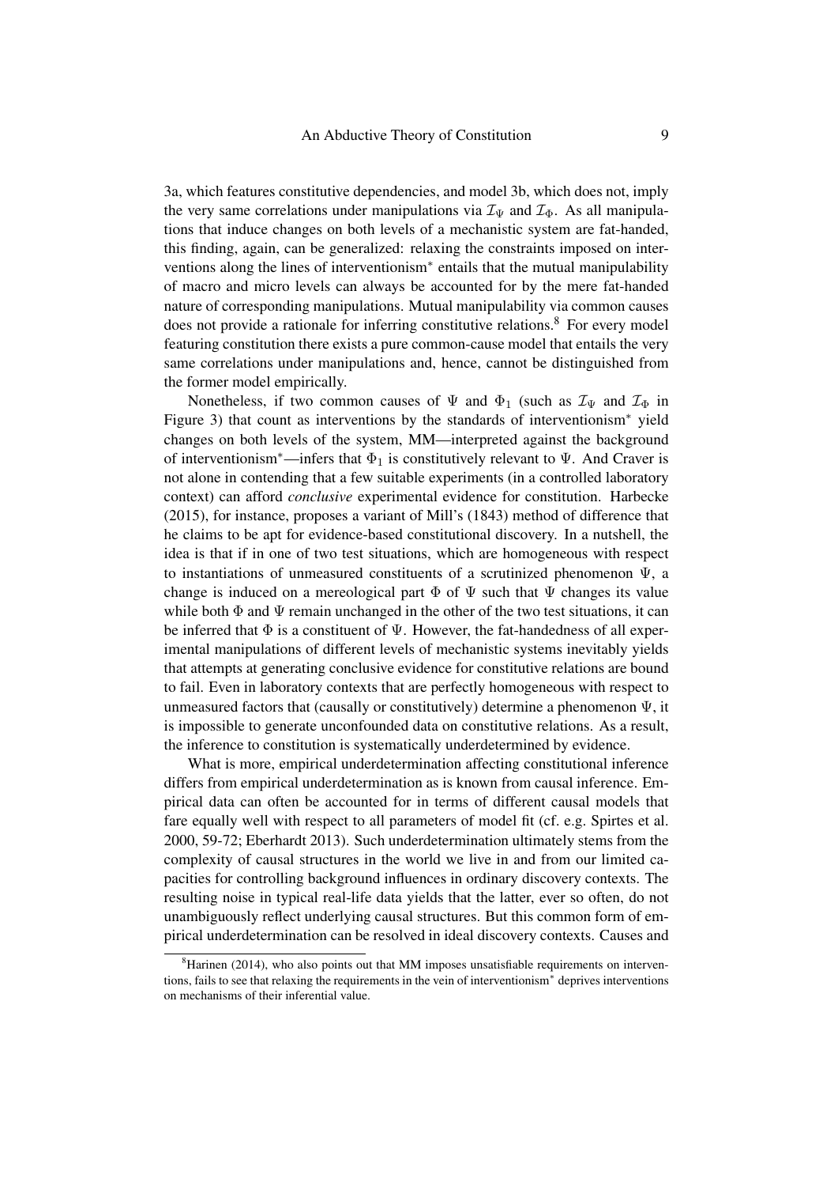3a, which features constitutive dependencies, and model 3b, which does not, imply the very same correlations under manipulations via $\mathcal{I}_\Psi$ and $\mathcal{I}_\Phi$. As all manipulations that induce changes on both levels of a mechanistic system are fat-handed, this finding, again, can be generalized: relaxing the constraints imposed on interventions along the lines of interventionism$^*$ entails that the mutual manipulability of macro and micro levels can always be accounted for by the mere fat-handed nature of corresponding manipulations. Mutual manipulability via common causes does not provide a rationale for inferring constitutive relations.[8] For every model featuring constitution there exists a pure common-cause model that entails the very same correlations under manipulations and, hence, cannot be distinguished from the former model empirically.

Nonetheless, if two common causes of $\Psi$ and $\Phi_1$ (such as $\mathcal{I}_\Psi$ and $\mathcal{I}_\Phi$ in Figure 3) that count as interventions by the standards of interventionism$^*$ yield changes on both levels of the system, MM—interpreted against the background of interventionism$^*$—infers that $\Phi_1$ is constitutively relevant to $\Psi$. And Craver is not alone in contending that a few suitable experiments (in a controlled laboratory context) can afford *conclusive* experimental evidence for constitution. Harbecke (2015), for instance, proposes a variant of Mill's (1843) method of difference that he claims to be apt for evidence-based constitutional discovery. In a nutshell, the idea is that if in one of two test situations, which are homogeneous with respect to instantiations of unmeasured constituents of a scrutinized phenomenon $\Psi$, a change is induced on a mereological part $\Phi$ of $\Psi$ such that $\Psi$ changes its value while both $\Phi$ and $\Psi$ remain unchanged in the other of the two test situations, it can be inferred that $\Phi$ is a constituent of $\Psi$. However, the fat-handedness of all experimental manipulations of different levels of mechanistic systems inevitably yields that attempts at generating conclusive evidence for constitutive relations are bound to fail. Even in laboratory contexts that are perfectly homogeneous with respect to unmeasured factors that (causally or constitutively) determine a phenomenon $\Psi$, it is impossible to generate unconfounded data on constitutive relations. As a result, the inference to constitution is systematically underdetermined by evidence.

What is more, empirical underdetermination affecting constitutional inference differs from empirical underdetermination as is known from causal inference. Empirical data can often be accounted for in terms of different causal models that fare equally well with respect to all parameters of model fit (cf. e.g. Spirtes et al. 2000, 59-72; Eberhardt 2013). Such underdetermination ultimately stems from the complexity of causal structures in the world we live in and from our limited capacities for controlling background influences in ordinary discovery contexts. The resulting noise in typical real-life data yields that the latter, ever so often, do not unambiguously reflect underlying causal structures. But this common form of empirical underdetermination can be resolved in ideal discovery contexts. Causes and

[8] Harinen (2014), who also points out that MM imposes unsatisfiable requirements on interventions, fails to see that relaxing the requirements in the vein of interventionism$^*$ deprives interventions on mechanisms of their inferential value.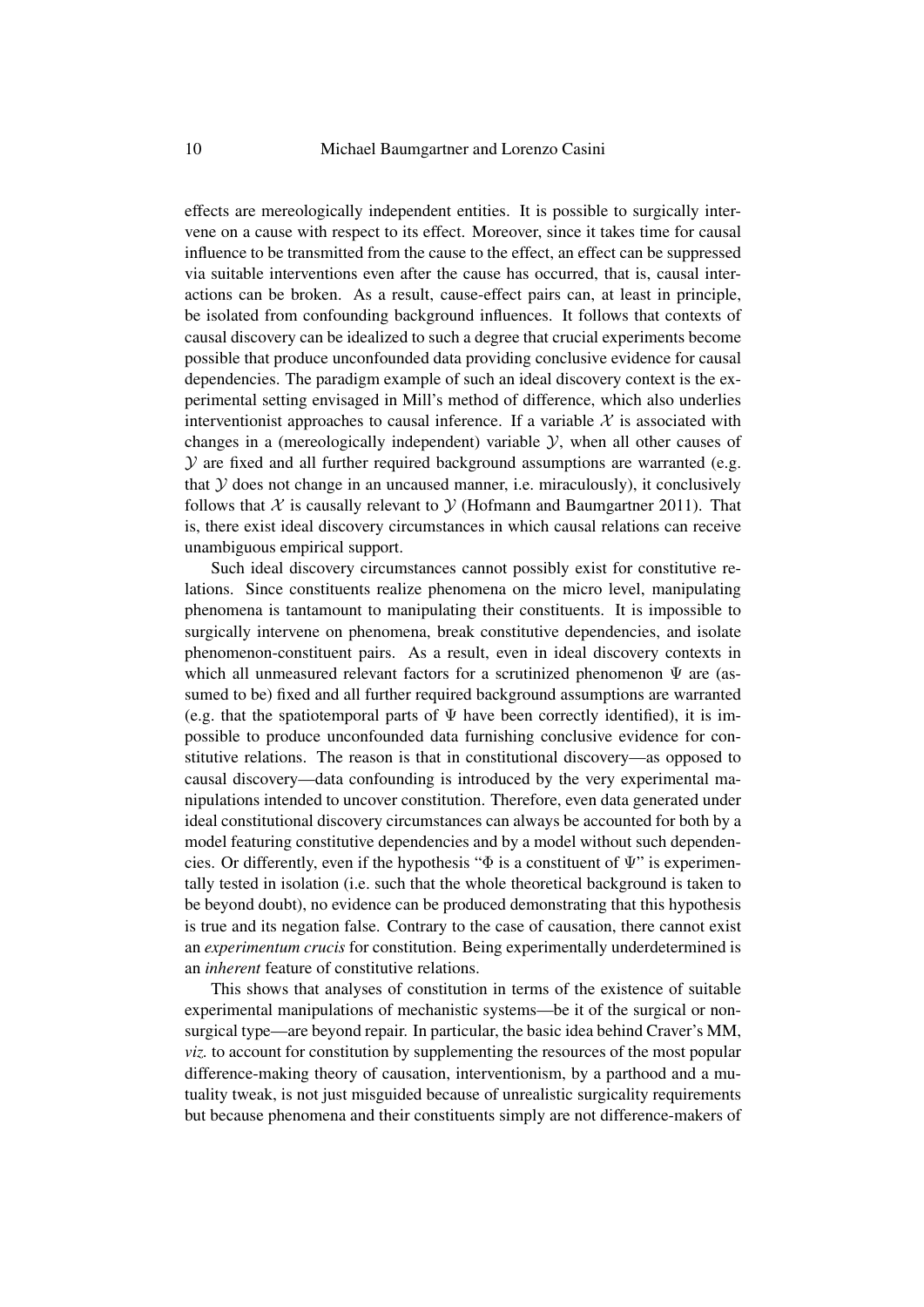effects are mereologically independent entities. It is possible to surgically intervene on a cause with respect to its effect. Moreover, since it takes time for causal influence to be transmitted from the cause to the effect, an effect can be suppressed via suitable interventions even after the cause has occurred, that is, causal interactions can be broken. As a result, cause-effect pairs can, at least in principle, be isolated from confounding background influences. It follows that contexts of causal discovery can be idealized to such a degree that crucial experiments become possible that produce unconfounded data providing conclusive evidence for causal dependencies. The paradigm example of such an ideal discovery context is the experimental setting envisaged in Mill's method of difference, which also underlies interventionist approaches to causal inference. If a variable $\mathcal{X}$ is associated with changes in a (mereologically independent) variable $\mathcal{Y}$, when all other causes of $\mathcal{Y}$ are fixed and all further required background assumptions are warranted (e.g. that $\mathcal{Y}$ does not change in an uncaused manner, i.e. miraculously), it conclusively follows that $\mathcal{X}$ is causally relevant to $\mathcal{Y}$ (Hofmann and Baumgartner 2011). That is, there exist ideal discovery circumstances in which causal relations can receive unambiguous empirical support.

Such ideal discovery circumstances cannot possibly exist for constitutive relations. Since constituents realize phenomena on the micro level, manipulating phenomena is tantamount to manipulating their constituents. It is impossible to surgically intervene on phenomena, break constitutive dependencies, and isolate phenomenon-constituent pairs. As a result, even in ideal discovery contexts in which all unmeasured relevant factors for a scrutinized phenomenon $\Psi$ are (assumed to be) fixed and all further required background assumptions are warranted (e.g. that the spatiotemporal parts of $\Psi$ have been correctly identified), it is impossible to produce unconfounded data furnishing conclusive evidence for constitutive relations. The reason is that in constitutional discovery—as opposed to causal discovery—data confounding is introduced by the very experimental manipulations intended to uncover constitution. Therefore, even data generated under ideal constitutional discovery circumstances can always be accounted for both by a model featuring constitutive dependencies and by a model without such dependencies. Or differently, even if the hypothesis "$\Phi$ is a constituent of $\Psi$" is experimentally tested in isolation (i.e. such that the whole theoretical background is taken to be beyond doubt), no evidence can be produced demonstrating that this hypothesis is true and its negation false. Contrary to the case of causation, there cannot exist an *experimentum crucis* for constitution. Being experimentally underdetermined is an *inherent* feature of constitutive relations.

This shows that analyses of constitution in terms of the existence of suitable experimental manipulations of mechanistic systems—be it of the surgical or non-surgical type—are beyond repair. In particular, the basic idea behind Craver's MM, *viz.* to account for constitution by supplementing the resources of the most popular difference-making theory of causation, interventionism, by a parthood and a mutuality tweak, is not just misguided because of unrealistic surgicality requirements but because phenomena and their constituents simply are not difference-makers of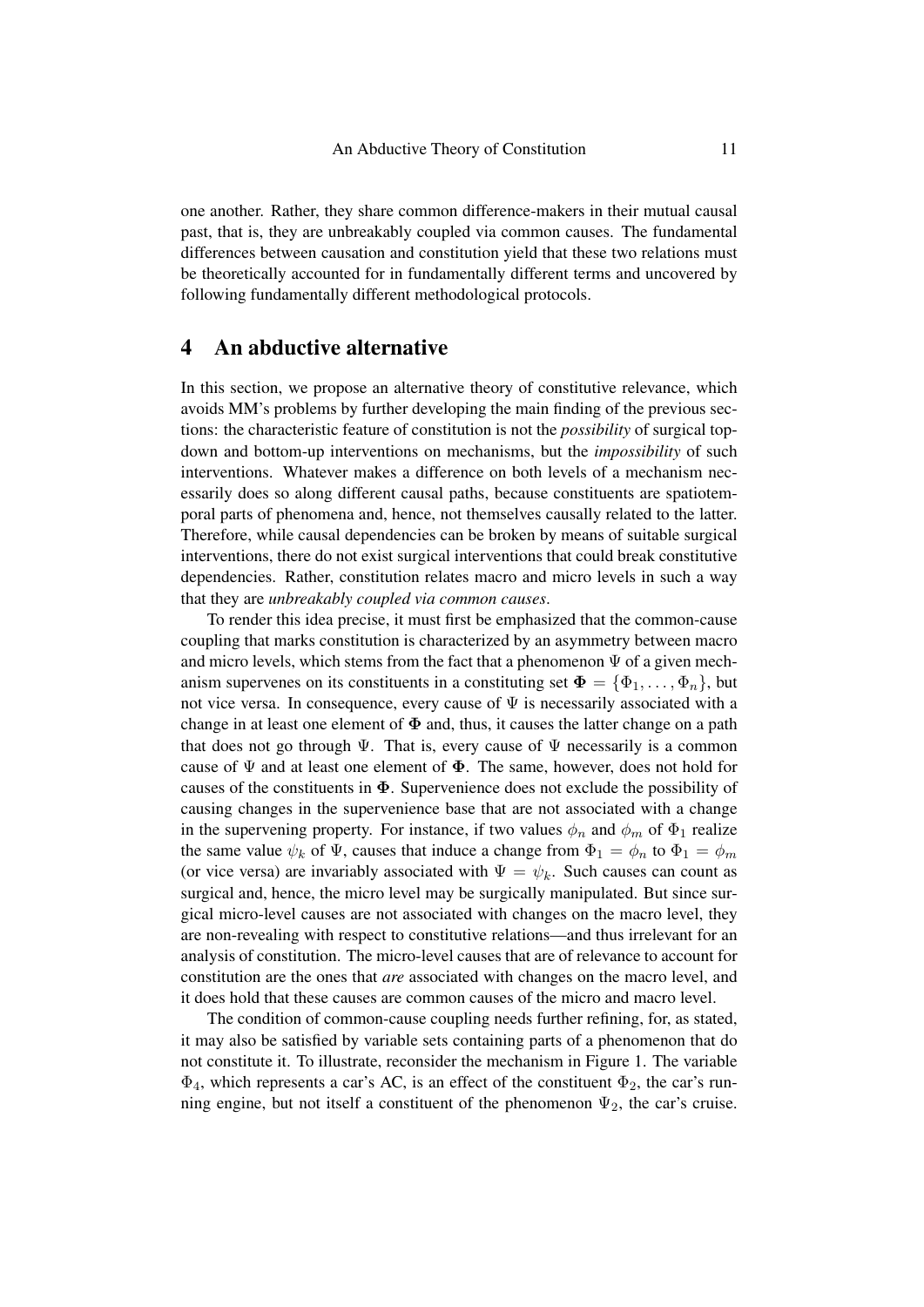one another. Rather, they share common difference-makers in their mutual causal past, that is, they are unbreakably coupled via common causes. The fundamental differences between causation and constitution yield that these two relations must be theoretically accounted for in fundamentally different terms and uncovered by following fundamentally different methodological protocols.

## 4 An abductive alternative

In this section, we propose an alternative theory of constitutive relevance, which avoids MM's problems by further developing the main finding of the previous sections: the characteristic feature of constitution is not the *possibility* of surgical top-down and bottom-up interventions on mechanisms, but the *impossibility* of such interventions. Whatever makes a difference on both levels of a mechanism necessarily does so along different causal paths, because constituents are spatiotemporal parts of phenomena and, hence, not themselves causally related to the latter. Therefore, while causal dependencies can be broken by means of suitable surgical interventions, there do not exist surgical interventions that could break constitutive dependencies. Rather, constitution relates macro and micro levels in such a way that they are *unbreakably coupled via common causes*.

To render this idea precise, it must first be emphasized that the common-cause coupling that marks constitution is characterized by an asymmetry between macro and micro levels, which stems from the fact that a phenomenon $\Psi$ of a given mechanism supervenes on its constituents in a constituting set $\mathbf{\Phi} = \{\Phi_1, \ldots, \Phi_n\}$, but not vice versa. In consequence, every cause of $\Psi$ is necessarily associated with a change in at least one element of $\mathbf{\Phi}$ and, thus, it causes the latter change on a path that does not go through $\Psi$. That is, every cause of $\Psi$ necessarily is a common cause of $\Psi$ and at least one element of $\mathbf{\Phi}$. The same, however, does not hold for causes of the constituents in $\mathbf{\Phi}$. Supervenience does not exclude the possibility of causing changes in the supervenience base that are not associated with a change in the supervening property. For instance, if two values $\phi_n$ and $\phi_m$ of $\Phi_1$ realize the same value $\psi_k$ of $\Psi$, causes that induce a change from $\Phi_1 = \phi_n$ to $\Phi_1 = \phi_m$ (or vice versa) are invariably associated with $\Psi = \psi_k$. Such causes can count as surgical and, hence, the micro level may be surgically manipulated. But since surgical micro-level causes are not associated with changes on the macro level, they are non-revealing with respect to constitutive relations—and thus irrelevant for an analysis of constitution. The micro-level causes that are of relevance to account for constitution are the ones that *are* associated with changes on the macro level, and it does hold that these causes are common causes of the micro and macro level.

The condition of common-cause coupling needs further refining, for, as stated, it may also be satisfied by variable sets containing parts of a phenomenon that do not constitute it. To illustrate, reconsider the mechanism in Figure 1. The variable $\Phi_4$, which represents a car's AC, is an effect of the constituent $\Phi_2$, the car's running engine, but not itself a constituent of the phenomenon $\Psi_2$, the car's cruise.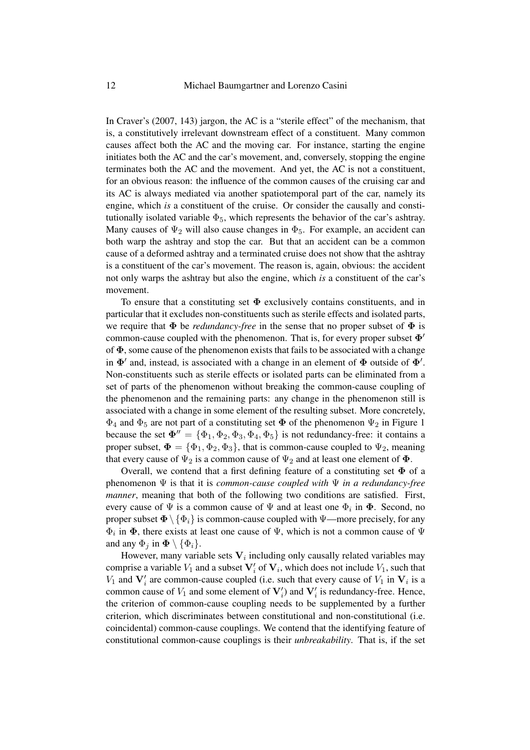In Craver's (2007, 143) jargon, the AC is a "sterile effect" of the mechanism, that is, a constitutively irrelevant downstream effect of a constituent. Many common causes affect both the AC and the moving car. For instance, starting the engine initiates both the AC and the car's movement, and, conversely, stopping the engine terminates both the AC and the movement. And yet, the AC is not a constituent, for an obvious reason: the influence of the common causes of the cruising car and its AC is always mediated via another spatiotemporal part of the car, namely its engine, which *is* a constituent of the cruise. Or consider the causally and constitutionally isolated variable $\Phi_5$, which represents the behavior of the car's ashtray. Many causes of $\Psi_2$ will also cause changes in $\Phi_5$. For example, an accident can both warp the ashtray and stop the car. But that an accident can be a common cause of a deformed ashtray and a terminated cruise does not show that the ashtray is a constituent of the car's movement. The reason is, again, obvious: the accident not only warps the ashtray but also the engine, which *is* a constituent of the car's movement.

To ensure that a constituting set $\mathbf{\Phi}$ exclusively contains constituents, and in particular that it excludes non-constituents such as sterile effects and isolated parts, we require that $\mathbf{\Phi}$ be *redundancy-free* in the sense that no proper subset of $\mathbf{\Phi}$ is common-cause coupled with the phenomenon. That is, for every proper subset $\mathbf{\Phi}'$ of $\mathbf{\Phi}$, some cause of the phenomenon exists that fails to be associated with a change in $\mathbf{\Phi}'$ and, instead, is associated with a change in an element of $\mathbf{\Phi}$ outside of $\mathbf{\Phi}'$. Non-constituents such as sterile effects or isolated parts can be eliminated from a set of parts of the phenomenon without breaking the common-cause coupling of the phenomenon and the remaining parts: any change in the phenomenon still is associated with a change in some element of the resulting subset. More concretely, $\Phi_4$ and $\Phi_5$ are not part of a constituting set $\mathbf{\Phi}$ of the phenomenon $\Psi_2$ in Figure 1 because the set $\mathbf{\Phi}'' = \{\Phi_1, \Phi_2, \Phi_3, \Phi_4, \Phi_5\}$ is not redundancy-free: it contains a proper subset, $\mathbf{\Phi} = \{\Phi_1, \Phi_2, \Phi_3\}$, that is common-cause coupled to $\Psi_2$, meaning that every cause of $\Psi_2$ is a common cause of $\Psi_2$ and at least one element of $\mathbf{\Phi}$.

Overall, we contend that a first defining feature of a constituting set $\mathbf{\Phi}$ of a phenomenon $\Psi$ is that it is *common-cause coupled with* $\Psi$ *in a redundancy-free manner*, meaning that both of the following two conditions are satisfied. First, every cause of $\Psi$ is a common cause of $\Psi$ and at least one $\Phi_i$ in $\mathbf{\Phi}$. Second, no proper subset $\mathbf{\Phi} \setminus \{\Phi_i\}$ is common-cause coupled with $\Psi$—more precisely, for any $\Phi_i$ in $\mathbf{\Phi}$, there exists at least one cause of $\Psi$, which is not a common cause of $\Psi$ and any $\Phi_j$ in $\mathbf{\Phi} \setminus \{\Phi_i\}$.

However, many variable sets $\mathbf{V}_i$ including only causally related variables may comprise a variable $V_1$ and a subset $\mathbf{V}_i'$ of $\mathbf{V}_i$, which does not include $V_1$, such that $V_1$ and $\mathbf{V}_i'$ are common-cause coupled (i.e. such that every cause of $V_1$ in $\mathbf{V}_i$ is a common cause of $V_1$ and some element of $\mathbf{V}_i'$) and $\mathbf{V}_i'$ is redundancy-free. Hence, the criterion of common-cause coupling needs to be supplemented by a further criterion, which discriminates between constitutional and non-constitutional (i.e. coincidental) common-cause couplings. We contend that the identifying feature of constitutional common-cause couplings is their *unbreakability*. That is, if the set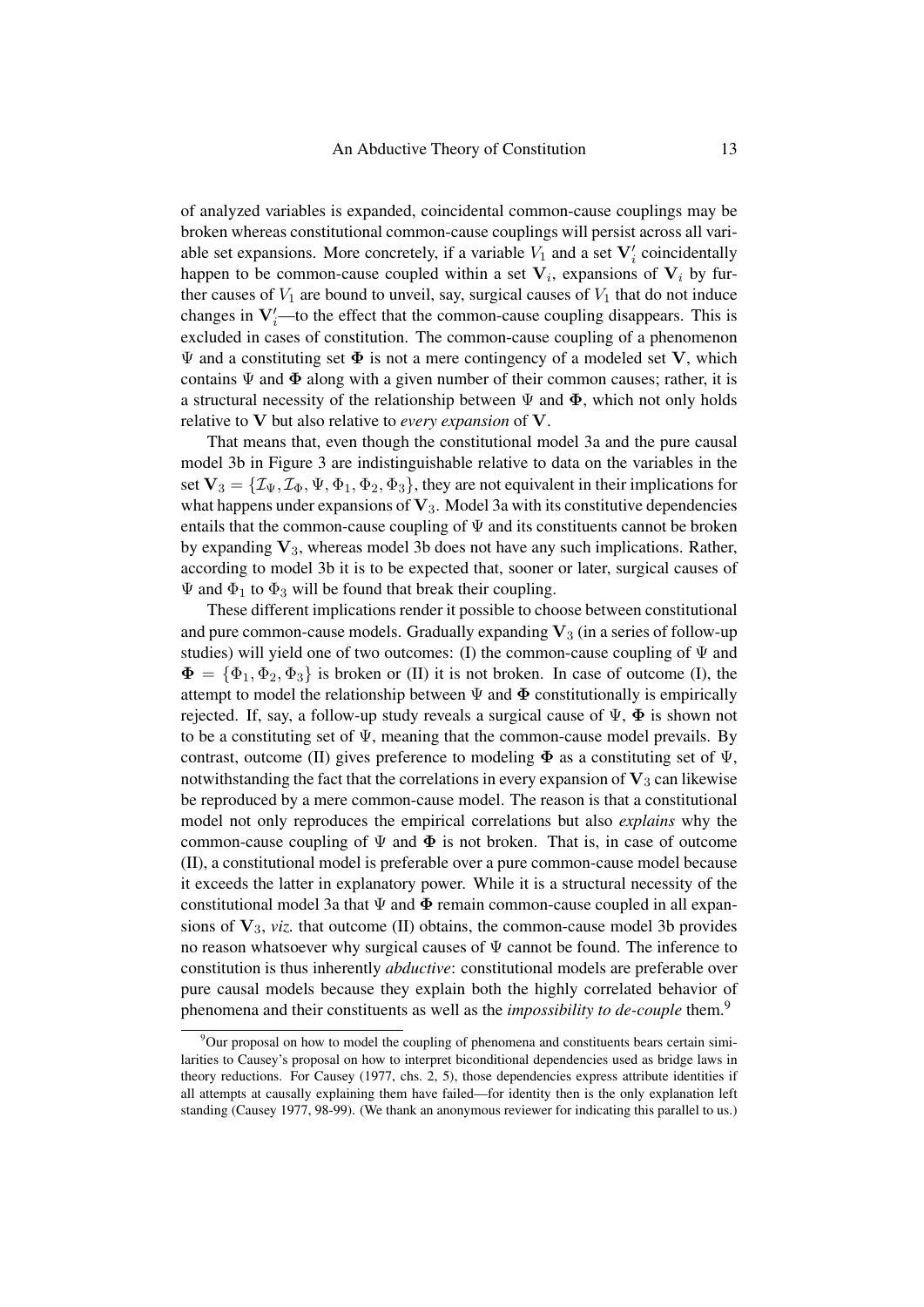of analyzed variables is expanded, coincidental common-cause couplings may be broken whereas constitutional common-cause couplings will persist across all variable set expansions. More concretely, if a variable $V_1$ and a set $\mathbf{V}_i'$ coincidentally happen to be common-cause coupled within a set $\mathbf{V}_i$, expansions of $\mathbf{V}_i$ by further causes of $V_1$ are bound to unveil, say, surgical causes of $V_1$ that do not induce changes in $\mathbf{V}_i'$—to the effect that the common-cause coupling disappears. This is excluded in cases of constitution. The common-cause coupling of a phenomenon $\Psi$ and a constituting set $\mathbf{\Phi}$ is not a mere contingency of a modeled set $\mathbf{V}$, which contains $\Psi$ and $\mathbf{\Phi}$ along with a given number of their common causes; rather, it is a structural necessity of the relationship between $\Psi$ and $\mathbf{\Phi}$, which not only holds relative to $\mathbf{V}$ but also relative to *every expansion* of $\mathbf{V}$.

That means that, even though the constitutional model 3a and the pure causal model 3b in Figure 3 are indistinguishable relative to data on the variables in the set $\mathbf{V}_3 = \{\mathcal{I}_\Psi, \mathcal{I}_\Phi, \Psi, \Phi_1, \Phi_2, \Phi_3\}$, they are not equivalent in their implications for what happens under expansions of $\mathbf{V}_3$. Model 3a with its constitutive dependencies entails that the common-cause coupling of $\Psi$ and its constituents cannot be broken by expanding $\mathbf{V}_3$, whereas model 3b does not have any such implications. Rather, according to model 3b it is to be expected that, sooner or later, surgical causes of $\Psi$ and $\Phi_1$ to $\Phi_3$ will be found that break their coupling.

These different implications render it possible to choose between constitutional and pure common-cause models. Gradually expanding $\mathbf{V}_3$ (in a series of follow-up studies) will yield one of two outcomes: (I) the common-cause coupling of $\Psi$ and $\mathbf{\Phi} = \{\Phi_1, \Phi_2, \Phi_3\}$ is broken or (II) it is not broken. In case of outcome (I), the attempt to model the relationship between $\Psi$ and $\mathbf{\Phi}$ constitutionally is empirically rejected. If, say, a follow-up study reveals a surgical cause of $\Psi$, $\mathbf{\Phi}$ is shown not to be a constituting set of $\Psi$, meaning that the common-cause model prevails. By contrast, outcome (II) gives preference to modeling $\mathbf{\Phi}$ as a constituting set of $\Psi$, notwithstanding the fact that the correlations in every expansion of $\mathbf{V}_3$ can likewise be reproduced by a mere common-cause model. The reason is that a constitutional model not only reproduces the empirical correlations but also *explains* why the common-cause coupling of $\Psi$ and $\mathbf{\Phi}$ is not broken. That is, in case of outcome (II), a constitutional model is preferable over a pure common-cause model because it exceeds the latter in explanatory power. While it is a structural necessity of the constitutional model 3a that $\Psi$ and $\mathbf{\Phi}$ remain common-cause coupled in all expansions of $\mathbf{V}_3$, *viz.* that outcome (II) obtains, the common-cause model 3b provides no reason whatsoever why surgical causes of $\Psi$ cannot be found. The inference to constitution is thus inherently *abductive*: constitutional models are preferable over pure causal models because they explain both the highly correlated behavior of phenomena and their constituents as well as the *impossibility to de-couple* them.[9]

[9] Our proposal on how to model the coupling of phenomena and constituents bears certain similarities to Causey's proposal on how to interpret biconditional dependencies used as bridge laws in theory reductions. For Causey (1977, chs. 2, 5), those dependencies express attribute identities if all attempts at causally explaining them have failed—for identity then is the only explanation left standing (Causey 1977, 98-99). (We thank an anonymous reviewer for indicating this parallel to us.)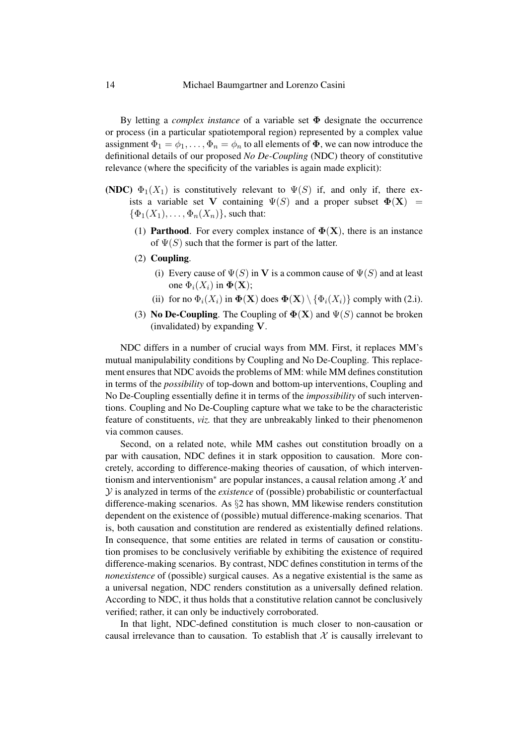By letting a *complex instance* of a variable set $\mathbf{\Phi}$ designate the occurrence or process (in a particular spatiotemporal region) represented by a complex value assignment $\Phi_1 = \phi_1, \ldots, \Phi_n = \phi_n$ to all elements of $\mathbf{\Phi}$, we can now introduce the definitional details of our proposed *No De-Coupling* (NDC) theory of constitutive relevance (where the specificity of the variables is again made explicit):

**(NDC)** $\Phi_1(X_1)$ is constitutively relevant to $\Psi(S)$ if, and only if, there exists a variable set $\mathbf{V}$ containing $\Psi(S)$ and a proper subset $\mathbf{\Phi}(\mathbf{X}) = \{\Phi_1(X_1), \ldots, \Phi_n(X_n)\}$, such that:

1. **Parthood**. For every complex instance of $\mathbf{\Phi}(\mathbf{X})$, there is an instance of $\Psi(S)$ such that the former is part of the latter.
2. **Coupling**.
   - (i) Every cause of $\Psi(S)$ in $\mathbf{V}$ is a common cause of $\Psi(S)$ and at least one $\Phi_i(X_i)$ in $\mathbf{\Phi}(\mathbf{X})$;
   - (ii) for no $\Phi_i(X_i)$ in $\mathbf{\Phi}(\mathbf{X})$ does $\mathbf{\Phi}(\mathbf{X}) \setminus \{\Phi_i(X_i)\}$ comply with (2.i).
3. **No De-Coupling**. The Coupling of $\mathbf{\Phi}(\mathbf{X})$ and $\Psi(S)$ cannot be broken (invalidated) by expanding $\mathbf{V}$.

NDC differs in a number of crucial ways from MM. First, it replaces MM's mutual manipulability conditions by Coupling and No De-Coupling. This replacement ensures that NDC avoids the problems of MM: while MM defines constitution in terms of the *possibility* of top-down and bottom-up interventions, Coupling and No De-Coupling essentially define it in terms of the *impossibility* of such interventions. Coupling and No De-Coupling capture what we take to be the characteristic feature of constituents, *viz.* that they are unbreakably linked to their phenomenon via common causes.

Second, on a related note, while MM cashes out constitution broadly on a par with causation, NDC defines it in stark opposition to causation. More concretely, according to difference-making theories of causation, of which interventionism and interventionism$^*$ are popular instances, a causal relation among $\mathcal{X}$ and $\mathcal{Y}$ is analyzed in terms of the *existence* of (possible) probabilistic or counterfactual difference-making scenarios. As §2 has shown, MM likewise renders constitution dependent on the existence of (possible) mutual difference-making scenarios. That is, both causation and constitution are rendered as existentially defined relations. In consequence, that some entities are related in terms of causation or constitution promises to be conclusively verifiable by exhibiting the existence of required difference-making scenarios. By contrast, NDC defines constitution in terms of the *nonexistence* of (possible) surgical causes. As a negative existential is the same as a universal negation, NDC renders constitution as a universally defined relation. According to NDC, it thus holds that a constitutive relation cannot be conclusively verified; rather, it can only be inductively corroborated.

In that light, NDC-defined constitution is much closer to non-causation or causal irrelevance than to causation. To establish that $\mathcal{X}$ is causally irrelevant to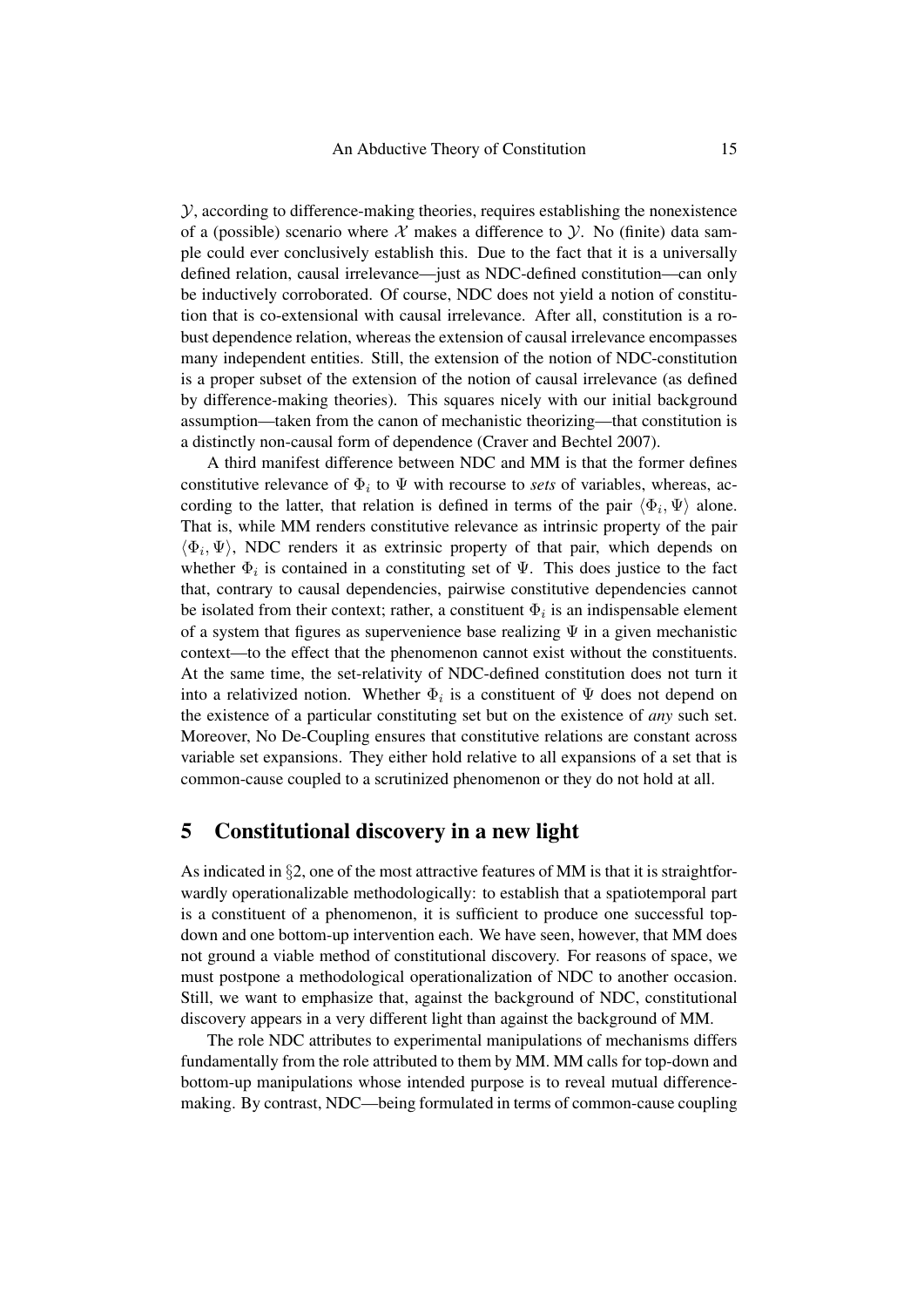$\mathcal{Y}$, according to difference-making theories, requires establishing the nonexistence of a (possible) scenario where $\mathcal{X}$ makes a difference to $\mathcal{Y}$. No (finite) data sample could ever conclusively establish this. Due to the fact that it is a universally defined relation, causal irrelevance—just as NDC-defined constitution—can only be inductively corroborated. Of course, NDC does not yield a notion of constitution that is co-extensional with causal irrelevance. After all, constitution is a robust dependence relation, whereas the extension of causal irrelevance encompasses many independent entities. Still, the extension of the notion of NDC-constitution is a proper subset of the extension of the notion of causal irrelevance (as defined by difference-making theories). This squares nicely with our initial background assumption—taken from the canon of mechanistic theorizing—that constitution is a distinctly non-causal form of dependence (Craver and Bechtel 2007).

A third manifest difference between NDC and MM is that the former defines constitutive relevance of $\Phi_i$ to $\Psi$ with recourse to *sets* of variables, whereas, according to the latter, that relation is defined in terms of the pair $\langle \Phi_i, \Psi \rangle$ alone. That is, while MM renders constitutive relevance as intrinsic property of the pair $\langle \Phi_i, \Psi \rangle$, NDC renders it as extrinsic property of that pair, which depends on whether $\Phi_i$ is contained in a constituting set of $\Psi$. This does justice to the fact that, contrary to causal dependencies, pairwise constitutive dependencies cannot be isolated from their context; rather, a constituent $\Phi_i$ is an indispensable element of a system that figures as supervenience base realizing $\Psi$ in a given mechanistic context—to the effect that the phenomenon cannot exist without the constituents. At the same time, the set-relativity of NDC-defined constitution does not turn it into a relativized notion. Whether $\Phi_i$ is a constituent of $\Psi$ does not depend on the existence of a particular constituting set but on the existence of *any* such set. Moreover, No De-Coupling ensures that constitutive relations are constant across variable set expansions. They either hold relative to all expansions of a set that is common-cause coupled to a scrutinized phenomenon or they do not hold at all.

## 5 Constitutional discovery in a new light

As indicated in §2, one of the most attractive features of MM is that it is straightforwardly operationalizable methodologically: to establish that a spatiotemporal part is a constituent of a phenomenon, it is sufficient to produce one successful top-down and one bottom-up intervention each. We have seen, however, that MM does not ground a viable method of constitutional discovery. For reasons of space, we must postpone a methodological operationalization of NDC to another occasion. Still, we want to emphasize that, against the background of NDC, constitutional discovery appears in a very different light than against the background of MM.

The role NDC attributes to experimental manipulations of mechanisms differs fundamentally from the role attributed to them by MM. MM calls for top-down and bottom-up manipulations whose intended purpose is to reveal mutual difference-making. By contrast, NDC—being formulated in terms of common-cause coupling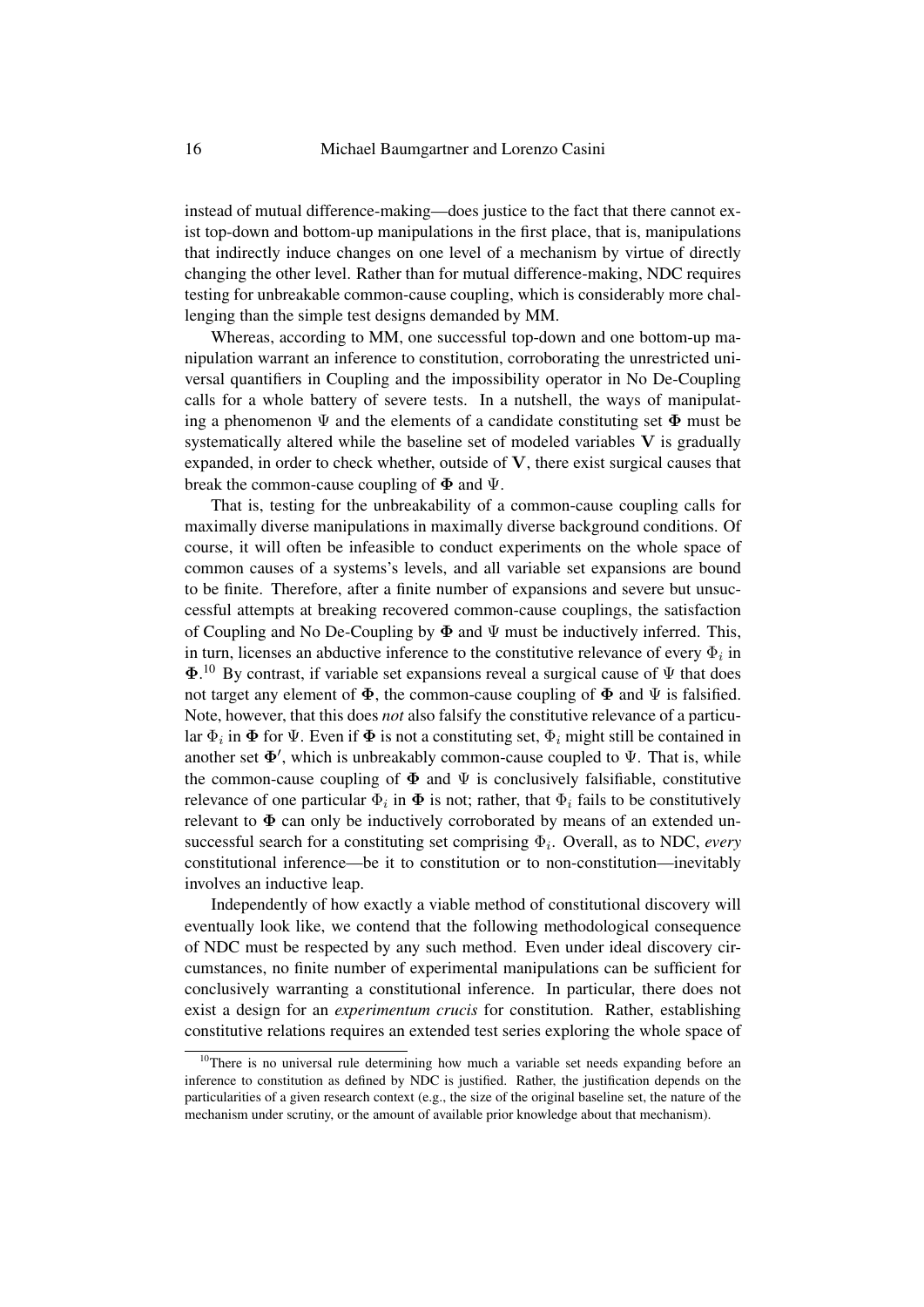instead of mutual difference-making—does justice to the fact that there cannot exist top-down and bottom-up manipulations in the first place, that is, manipulations that indirectly induce changes on one level of a mechanism by virtue of directly changing the other level. Rather than for mutual difference-making, NDC requires testing for unbreakable common-cause coupling, which is considerably more challenging than the simple test designs demanded by MM.

Whereas, according to MM, one successful top-down and one bottom-up manipulation warrant an inference to constitution, corroborating the unrestricted universal quantifiers in Coupling and the impossibility operator in No De-Coupling calls for a whole battery of severe tests. In a nutshell, the ways of manipulating a phenomenon $\Psi$ and the elements of a candidate constituting set $\mathbf{\Phi}$ must be systematically altered while the baseline set of modeled variables $\mathbf{V}$ is gradually expanded, in order to check whether, outside of $\mathbf{V}$, there exist surgical causes that break the common-cause coupling of $\mathbf{\Phi}$ and $\Psi$.

That is, testing for the unbreakability of a common-cause coupling calls for maximally diverse manipulations in maximally diverse background conditions. Of course, it will often be infeasible to conduct experiments on the whole space of common causes of a systems's levels, and all variable set expansions are bound to be finite. Therefore, after a finite number of expansions and severe but unsuccessful attempts at breaking recovered common-cause couplings, the satisfaction of Coupling and No De-Coupling by $\mathbf{\Phi}$ and $\Psi$ must be inductively inferred. This, in turn, licenses an abductive inference to the constitutive relevance of every $\Phi_i$ in $\mathbf{\Phi}$.[10] By contrast, if variable set expansions reveal a surgical cause of $\Psi$ that does not target any element of $\mathbf{\Phi}$, the common-cause coupling of $\mathbf{\Phi}$ and $\Psi$ is falsified. Note, however, that this does *not* also falsify the constitutive relevance of a particular $\Phi_i$ in $\mathbf{\Phi}$ for $\Psi$. Even if $\mathbf{\Phi}$ is not a constituting set, $\Phi_i$ might still be contained in another set $\mathbf{\Phi}'$, which is unbreakably common-cause coupled to $\Psi$. That is, while the common-cause coupling of $\mathbf{\Phi}$ and $\Psi$ is conclusively falsifiable, constitutive relevance of one particular $\Phi_i$ in $\mathbf{\Phi}$ is not; rather, that $\Phi_i$ fails to be constitutively relevant to $\mathbf{\Phi}$ can only be inductively corroborated by means of an extended unsuccessful search for a constituting set comprising $\Phi_i$. Overall, as to NDC, *every* constitutional inference—be it to constitution or to non-constitution—inevitably involves an inductive leap.

Independently of how exactly a viable method of constitutional discovery will eventually look like, we contend that the following methodological consequence of NDC must be respected by any such method. Even under ideal discovery circumstances, no finite number of experimental manipulations can be sufficient for conclusively warranting a constitutional inference. In particular, there does not exist a design for an *experimentum crucis* for constitution. Rather, establishing constitutive relations requires an extended test series exploring the whole space of

[10] There is no universal rule determining how much a variable set needs expanding before an inference to constitution as defined by NDC is justified. Rather, the justification depends on the particularities of a given research context (e.g., the size of the original baseline set, the nature of the mechanism under scrutiny, or the amount of available prior knowledge about that mechanism).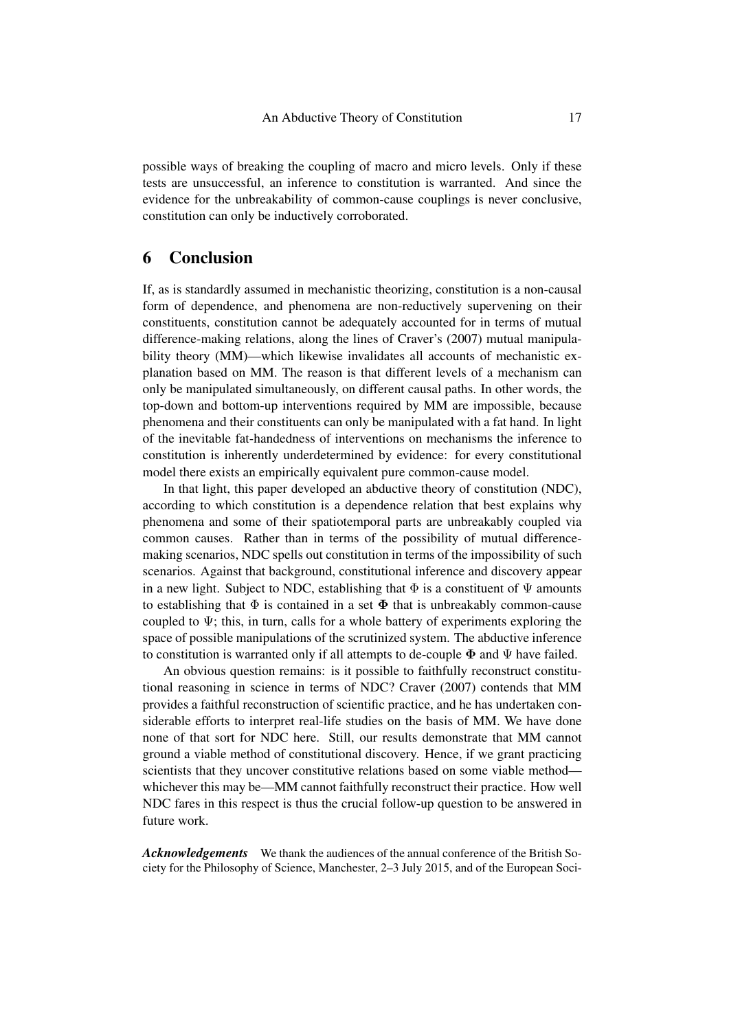possible ways of breaking the coupling of macro and micro levels. Only if these tests are unsuccessful, an inference to constitution is warranted. And since the evidence for the unbreakability of common-cause couplings is never conclusive, constitution can only be inductively corroborated.

## 6 Conclusion

If, as is standardly assumed in mechanistic theorizing, constitution is a non-causal form of dependence, and phenomena are non-reductively supervening on their constituents, constitution cannot be adequately accounted for in terms of mutual difference-making relations, along the lines of Craver's (2007) mutual manipulability theory (MM)—which likewise invalidates all accounts of mechanistic explanation based on MM. The reason is that different levels of a mechanism can only be manipulated simultaneously, on different causal paths. In other words, the top-down and bottom-up interventions required by MM are impossible, because phenomena and their constituents can only be manipulated with a fat hand. In light of the inevitable fat-handedness of interventions on mechanisms the inference to constitution is inherently underdetermined by evidence: for every constitutional model there exists an empirically equivalent pure common-cause model.

In that light, this paper developed an abductive theory of constitution (NDC), according to which constitution is a dependence relation that best explains why phenomena and some of their spatiotemporal parts are unbreakably coupled via common causes. Rather than in terms of the possibility of mutual difference-making scenarios, NDC spells out constitution in terms of the impossibility of such scenarios. Against that background, constitutional inference and discovery appear in a new light. Subject to NDC, establishing that $\Phi$ is a constituent of $\Psi$ amounts to establishing that $\Phi$ is contained in a set $\mathbf{\Phi}$ that is unbreakably common-cause coupled to $\Psi$; this, in turn, calls for a whole battery of experiments exploring the space of possible manipulations of the scrutinized system. The abductive inference to constitution is warranted only if all attempts to de-couple $\mathbf{\Phi}$ and $\Psi$ have failed.

An obvious question remains: is it possible to faithfully reconstruct constitutional reasoning in science in terms of NDC? Craver (2007) contends that MM provides a faithful reconstruction of scientific practice, and he has undertaken considerable efforts to interpret real-life studies on the basis of MM. We have done none of that sort for NDC here. Still, our results demonstrate that MM cannot ground a viable method of constitutional discovery. Hence, if we grant practicing scientists that they uncover constitutive relations based on some viable method—whichever this may be—MM cannot faithfully reconstruct their practice. How well NDC fares in this respect is thus the crucial follow-up question to be answered in future work.

***Acknowledgements*** We thank the audiences of the annual conference of the British Society for the Philosophy of Science, Manchester, 2–3 July 2015, and of the European Soci-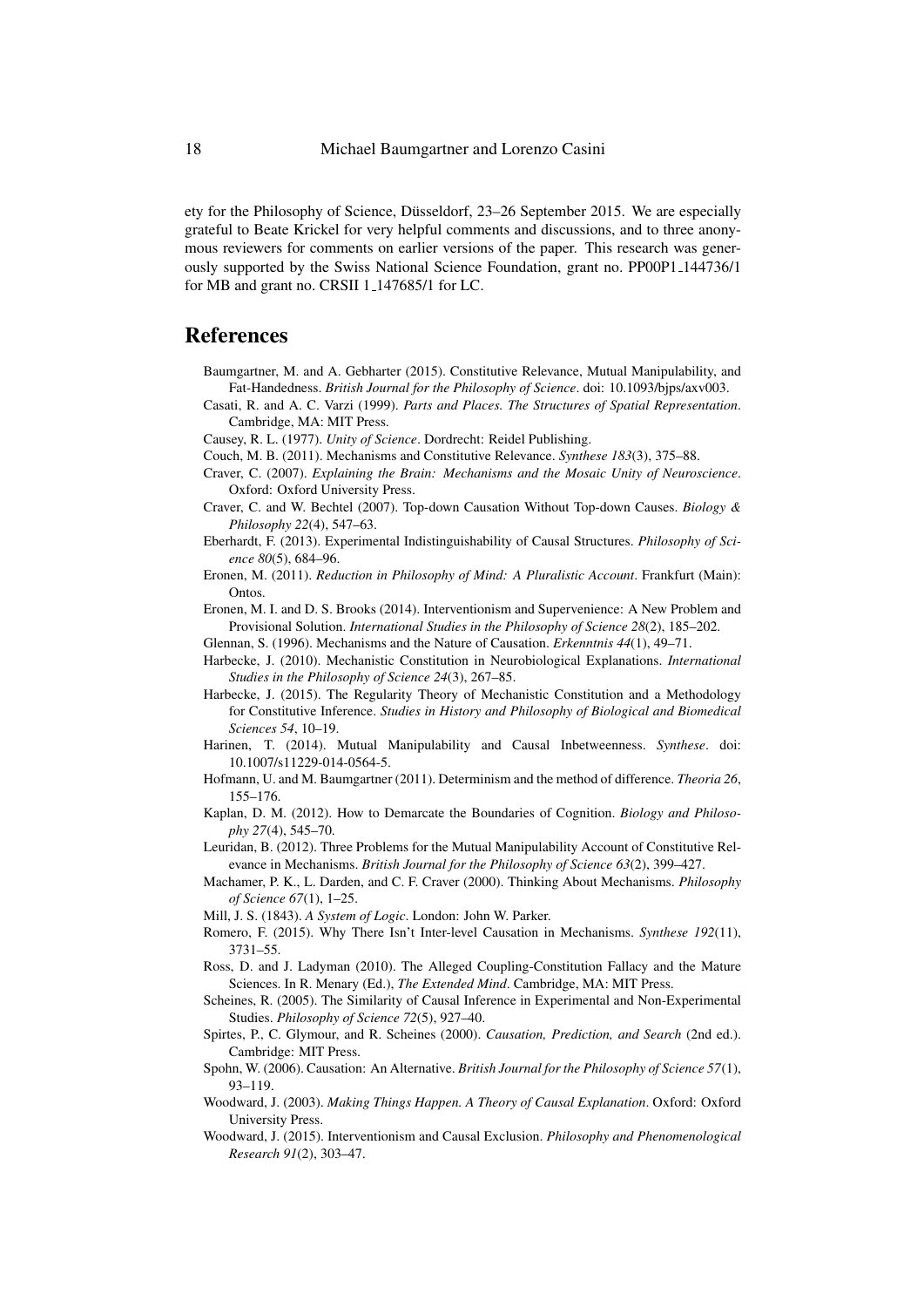ety for the Philosophy of Science, Düsseldorf, 23–26 September 2015. We are especially grateful to Beate Krickel for very helpful comments and discussions, and to three anonymous reviewers for comments on earlier versions of the paper. This research was generously supported by the Swiss National Science Foundation, grant no. PP00P1_144736/1 for MB and grant no. CRSII 1_147685/1 for LC.

## References

Baumgartner, M. and A. Gebharter (2015). Constitutive Relevance, Mutual Manipulability, and Fat-Handedness. *British Journal for the Philosophy of Science*. doi: 10.1093/bjps/axv003.

Casati, R. and A. C. Varzi (1999). *Parts and Places. The Structures of Spatial Representation*. Cambridge, MA: MIT Press.

Causey, R. L. (1977). *Unity of Science*. Dordrecht: Reidel Publishing.

Couch, M. B. (2011). Mechanisms and Constitutive Relevance. *Synthese 183*(3), 375–88.

Craver, C. (2007). *Explaining the Brain: Mechanisms and the Mosaic Unity of Neuroscience*. Oxford: Oxford University Press.

Craver, C. and W. Bechtel (2007). Top-down Causation Without Top-down Causes. *Biology & Philosophy 22*(4), 547–63.

Eberhardt, F. (2013). Experimental Indistinguishability of Causal Structures. *Philosophy of Science 80*(5), 684–96.

Eronen, M. (2011). *Reduction in Philosophy of Mind: A Pluralistic Account*. Frankfurt (Main): Ontos.

Eronen, M. I. and D. S. Brooks (2014). Interventionism and Supervenience: A New Problem and Provisional Solution. *International Studies in the Philosophy of Science 28*(2), 185–202.

Glennan, S. (1996). Mechanisms and the Nature of Causation. *Erkenntnis 44*(1), 49–71.

Harbecke, J. (2010). Mechanistic Constitution in Neurobiological Explanations. *International Studies in the Philosophy of Science 24*(3), 267–85.

Harbecke, J. (2015). The Regularity Theory of Mechanistic Constitution and a Methodology for Constitutive Inference. *Studies in History and Philosophy of Biological and Biomedical Sciences 54*, 10–19.

Harinen, T. (2014). Mutual Manipulability and Causal Inbetweenness. *Synthese*. doi: 10.1007/s11229-014-0564-5.

Hofmann, U. and M. Baumgartner (2011). Determinism and the method of difference. *Theoria 26*, 155–176.

Kaplan, D. M. (2012). How to Demarcate the Boundaries of Cognition. *Biology and Philosophy 27*(4), 545–70.

Leuridan, B. (2012). Three Problems for the Mutual Manipulability Account of Constitutive Relevance in Mechanisms. *British Journal for the Philosophy of Science 63*(2), 399–427.

Machamer, P. K., L. Darden, and C. F. Craver (2000). Thinking About Mechanisms. *Philosophy of Science 67*(1), 1–25.

Mill, J. S. (1843). *A System of Logic*. London: John W. Parker.

Romero, F. (2015). Why There Isn't Inter-level Causation in Mechanisms. *Synthese 192*(11), 3731–55.

Ross, D. and J. Ladyman (2010). The Alleged Coupling-Constitution Fallacy and the Mature Sciences. In R. Menary (Ed.), *The Extended Mind*. Cambridge, MA: MIT Press.

Scheines, R. (2005). The Similarity of Causal Inference in Experimental and Non-Experimental Studies. *Philosophy of Science 72*(5), 927–40.

Spirtes, P., C. Glymour, and R. Scheines (2000). *Causation, Prediction, and Search* (2nd ed.). Cambridge: MIT Press.

Spohn, W. (2006). Causation: An Alternative. *British Journal for the Philosophy of Science 57*(1), 93–119.

Woodward, J. (2003). *Making Things Happen. A Theory of Causal Explanation*. Oxford: Oxford University Press.

Woodward, J. (2015). Interventionism and Causal Exclusion. *Philosophy and Phenomenological Research 91*(2), 303–47.